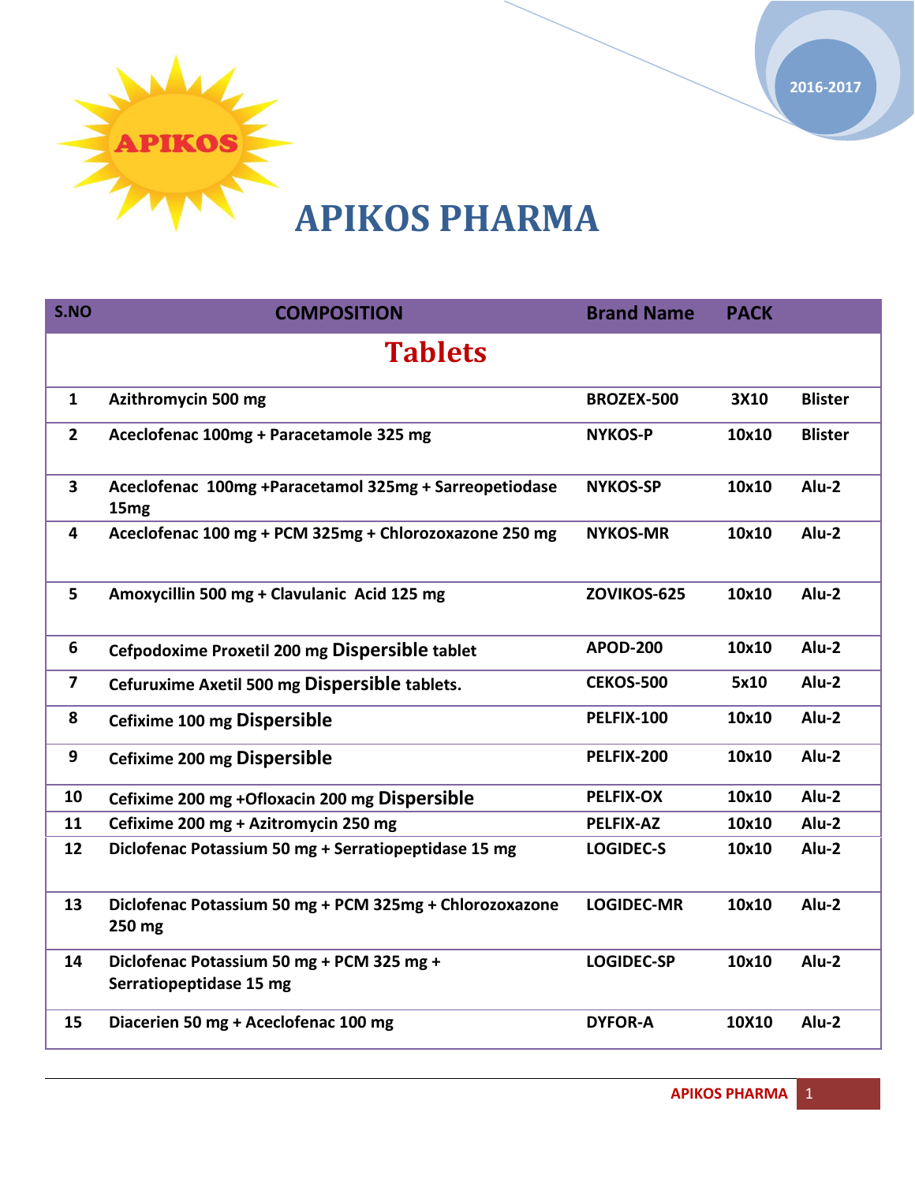APIKOS

2016-2017

# APIKOS PHARMA

| S.NO | COMPOSITION | Brand Name | PACK | |
|---|---|---|---|---|
| | **Tablets** | | | |
| 1 | Azithromycin 500 mg | BROZEX-500 | 3X10 | Blister |
| 2 | Aceclofenac 100mg + Paracetamole 325 mg | NYKOS-P | 10x10 | Blister |
| 3 | Aceclofenac 100mg +Paracetamol 325mg + Sarreopetiodase 15mg | NYKOS-SP | 10x10 | Alu-2 |
| 4 | Aceclofenac 100 mg + PCM 325mg + Chlorozoxazone 250 mg | NYKOS-MR | 10x10 | Alu-2 |
| 5 | Amoxycillin 500 mg + Clavulanic Acid 125 mg | ZOVIKOS-625 | 10x10 | Alu-2 |
| 6 | Cefpodoxime Proxetil 200 mg Dispersible tablet | APOD-200 | 10x10 | Alu-2 |
| 7 | Cefuruxime Axetil 500 mg Dispersible tablets. | CEKOS-500 | 5x10 | Alu-2 |
| 8 | Cefixime 100 mg Dispersible | PELFIX-100 | 10x10 | Alu-2 |
| 9 | Cefixime 200 mg Dispersible | PELFIX-200 | 10x10 | Alu-2 |
| 10 | Cefixime 200 mg +Ofloxacin 200 mg Dispersible | PELFIX-OX | 10x10 | Alu-2 |
| 11 | Cefixime 200 mg + Azitromycin 250 mg | PELFIX-AZ | 10x10 | Alu-2 |
| 12 | Diclofenac Potassium 50 mg + Serratiopeptidase 15 mg | LOGIDEC-S | 10x10 | Alu-2 |
| 13 | Diclofenac Potassium 50 mg + PCM 325mg + Chlorozoxazone 250 mg | LOGIDEC-MR | 10x10 | Alu-2 |
| 14 | Diclofenac Potassium 50 mg + PCM 325 mg + Serratiopeptidase 15 mg | LOGIDEC-SP | 10x10 | Alu-2 |
| 15 | Diacerien 50 mg + Aceclofenac 100 mg | DYFOR-A | 10X10 | Alu-2 |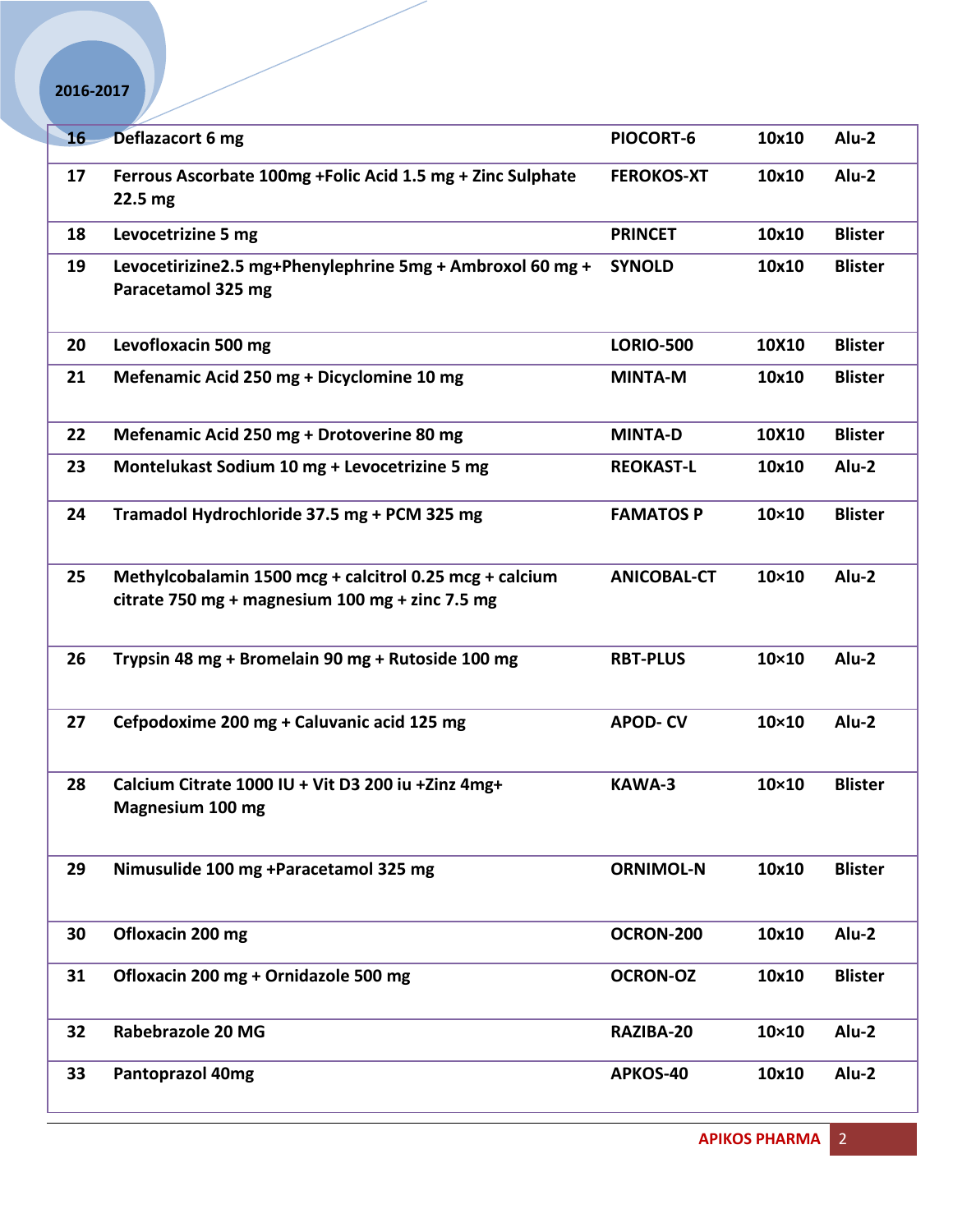| | | | | |
|---|---|---|---|---|
| 16 | Deflazacort 6 mg | PIOCORT-6 | 10x10 | Alu-2 |
| 17 | Ferrous Ascorbate 100mg +Folic Acid 1.5 mg + Zinc Sulphate 22.5 mg | FEROKOS-XT | 10x10 | Alu-2 |
| 18 | Levocetrizine 5 mg | PRINCET | 10x10 | Blister |
| 19 | Levocetirizine2.5 mg+Phenylephrine 5mg + Ambroxol 60 mg + Paracetamol 325 mg | SYNOLD | 10x10 | Blister |
| 20 | Levofloxacin 500 mg | LORIO-500 | 10X10 | Blister |
| 21 | Mefenamic Acid 250 mg + Dicyclomine 10 mg | MINTA-M | 10x10 | Blister |
| 22 | Mefenamic Acid 250 mg + Drotoverine 80 mg | MINTA-D | 10X10 | Blister |
| 23 | Montelukast Sodium 10 mg + Levocetrizine 5 mg | REOKAST-L | 10x10 | Alu-2 |
| 24 | Tramadol Hydrochloride 37.5 mg + PCM 325 mg | FAMATOS P | 10×10 | Blister |
| 25 | Methylcobalamin 1500 mcg + calcitrol 0.25 mcg + calcium citrate 750 mg + magnesium 100 mg + zinc 7.5 mg | ANICOBAL-CT | 10×10 | Alu-2 |
| 26 | Trypsin 48 mg + Bromelain 90 mg + Rutoside 100 mg | RBT-PLUS | 10×10 | Alu-2 |
| 27 | Cefpodoxime 200 mg + Caluvanic acid 125 mg | APOD- CV | 10×10 | Alu-2 |
| 28 | Calcium Citrate 1000 IU + Vit D3 200 iu +Zinz 4mg+ Magnesium 100 mg | KAWA-3 | 10×10 | Blister |
| 29 | Nimusulide 100 mg +Paracetamol 325 mg | ORNIMOL-N | 10x10 | Blister |
| 30 | Ofloxacin 200 mg | OCRON-200 | 10x10 | Alu-2 |
| 31 | Ofloxacin 200 mg + Ornidazole 500 mg | OCRON-OZ | 10x10 | Blister |
| 32 | Rabebrazole 20 MG | RAZIBA-20 | 10×10 | Alu-2 |
| 33 | Pantoprazol 40mg | APKOS-40 | 10x10 | Alu-2 |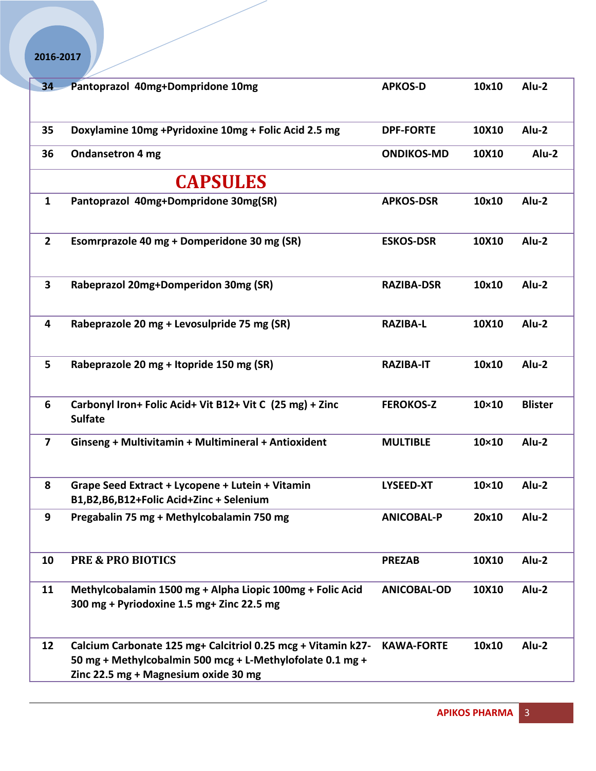| | | | | |
|---|---|---|---|---|
| 34 | Pantoprazol 40mg+Dompridone 10mg | APKOS-D | 10x10 | Alu-2 |
| 35 | Doxylamine 10mg +Pyridoxine 10mg + Folic Acid 2.5 mg | DPF-FORTE | 10X10 | Alu-2 |
| 36 | Ondansetron 4 mg | ONDIKOS-MD | 10X10 | Alu-2 |
| | **CAPSULES** | | | |
| 1 | Pantoprazol 40mg+Dompridone 30mg(SR) | APKOS-DSR | 10x10 | Alu-2 |
| 2 | Esomrprazole 40 mg + Domperidone 30 mg (SR) | ESKOS-DSR | 10X10 | Alu-2 |
| 3 | Rabeprazol 20mg+Domperidon 30mg (SR) | RAZIBA-DSR | 10x10 | Alu-2 |
| 4 | Rabeprazole 20 mg + Levosulpride 75 mg (SR) | RAZIBA-L | 10X10 | Alu-2 |
| 5 | Rabeprazole 20 mg + Itopride 150 mg (SR) | RAZIBA-IT | 10x10 | Alu-2 |
| 6 | Carbonyl Iron+ Folic Acid+ Vit B12+ Vit C (25 mg) + Zinc Sulfate | FEROKOS-Z | 10×10 | Blister |
| 7 | Ginseng + Multivitamin + Multimineral + Antioxident | MULTIBLE | 10×10 | Alu-2 |
| 8 | Grape Seed Extract + Lycopene + Lutein + Vitamin B1,B2,B6,B12+Folic Acid+Zinc + Selenium | LYSEED-XT | 10×10 | Alu-2 |
| 9 | Pregabalin 75 mg + Methylcobalamin 750 mg | ANICOBAL-P | 20x10 | Alu-2 |
| 10 | PRE & PRO BIOTICS | PREZAB | 10X10 | Alu-2 |
| 11 | Methylcobalamin 1500 mg + Alpha Liopic 100mg + Folic Acid 300 mg + Pyriodoxine 1.5 mg+ Zinc 22.5 mg | ANICOBAL-OD | 10X10 | Alu-2 |
| 12 | Calcium Carbonate 125 mg+ Calcitriol 0.25 mcg + Vitamin k27-50 mg + Methylcobalmin 500 mcg + L-Methylofolate 0.1 mg + Zinc 22.5 mg + Magnesium oxide 30 mg | KAWA-FORTE | 10x10 | Alu-2 |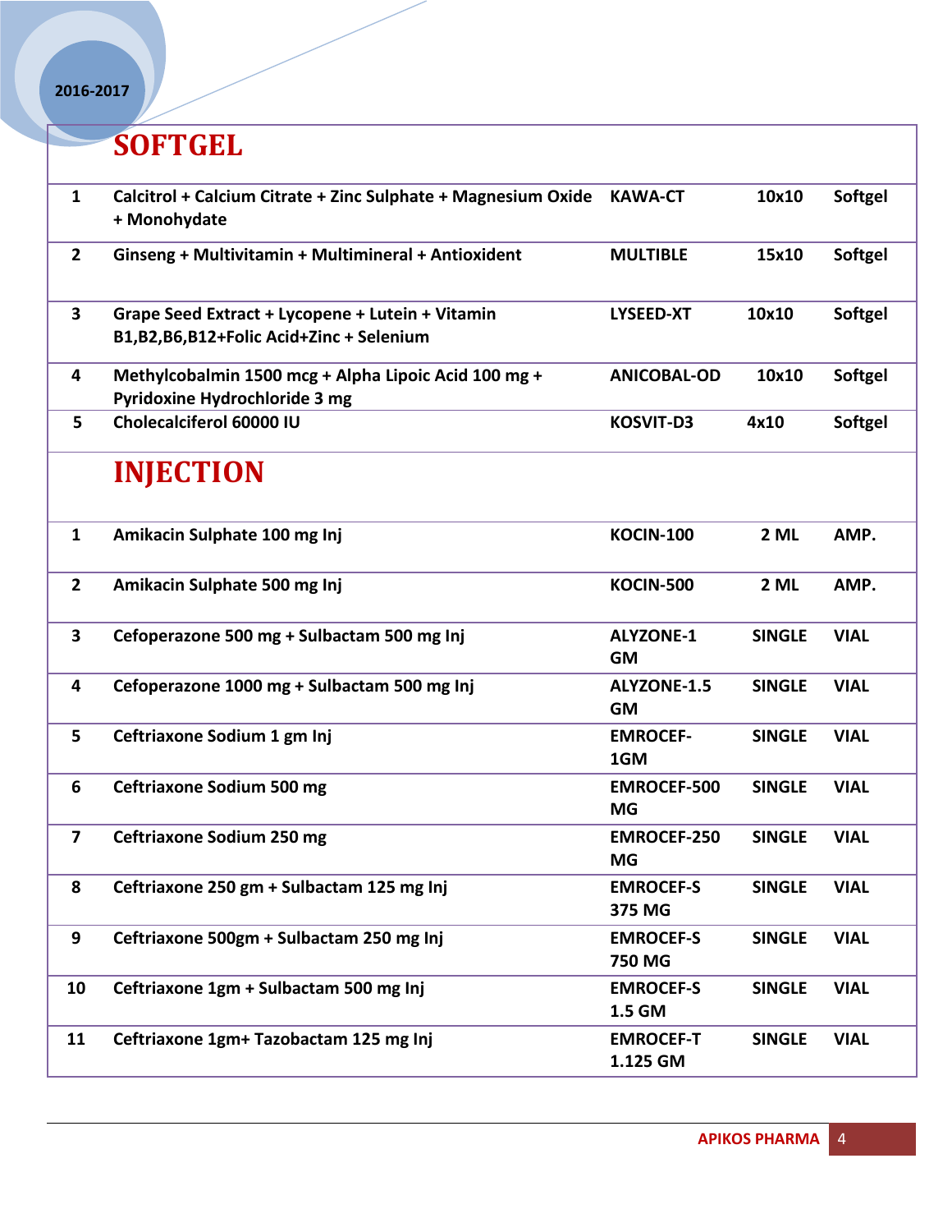## SOFTGEL

| | | | | |
|---|---|---|---|---|
| 1 | Calcitrol + Calcium Citrate + Zinc Sulphate + Magnesium Oxide + Monohydate | KAWA-CT | 10x10 | Softgel |
| 2 | Ginseng + Multivitamin + Multimineral + Antioxident | MULTIBLE | 15x10 | Softgel |
| 3 | Grape Seed Extract + Lycopene + Lutein + Vitamin B1,B2,B6,B12+Folic Acid+Zinc + Selenium | LYSEED-XT | 10x10 | Softgel |
| 4 | Methylcobalmin 1500 mcg + Alpha Lipoic Acid 100 mg + Pyridoxine Hydrochloride 3 mg | ANICOBAL-OD | 10x10 | Softgel |
| 5 | Cholecalciferol 60000 IU | KOSVIT-D3 | 4x10 | Softgel |

## INJECTION

| | | | | |
|---|---|---|---|---|
| 1 | Amikacin Sulphate 100 mg Inj | KOCIN-100 | 2 ML | AMP. |
| 2 | Amikacin Sulphate 500 mg Inj | KOCIN-500 | 2 ML | AMP. |
| 3 | Cefoperazone 500 mg + Sulbactam 500 mg Inj | ALYZONE-1 GM | SINGLE | VIAL |
| 4 | Cefoperazone 1000 mg + Sulbactam 500 mg Inj | ALYZONE-1.5 GM | SINGLE | VIAL |
| 5 | Ceftriaxone Sodium 1 gm Inj | EMROCEF-1GM | SINGLE | VIAL |
| 6 | Ceftriaxone Sodium 500 mg | EMROCEF-500 MG | SINGLE | VIAL |
| 7 | Ceftriaxone Sodium 250 mg | EMROCEF-250 MG | SINGLE | VIAL |
| 8 | Ceftriaxone 250 gm + Sulbactam 125 mg Inj | EMROCEF-S 375 MG | SINGLE | VIAL |
| 9 | Ceftriaxone 500gm + Sulbactam 250 mg Inj | EMROCEF-S 750 MG | SINGLE | VIAL |
| 10 | Ceftriaxone 1gm + Sulbactam 500 mg Inj | EMROCEF-S 1.5 GM | SINGLE | VIAL |
| 11 | Ceftriaxone 1gm+ Tazobactam 125 mg Inj | EMROCEF-T 1.125 GM | SINGLE | VIAL |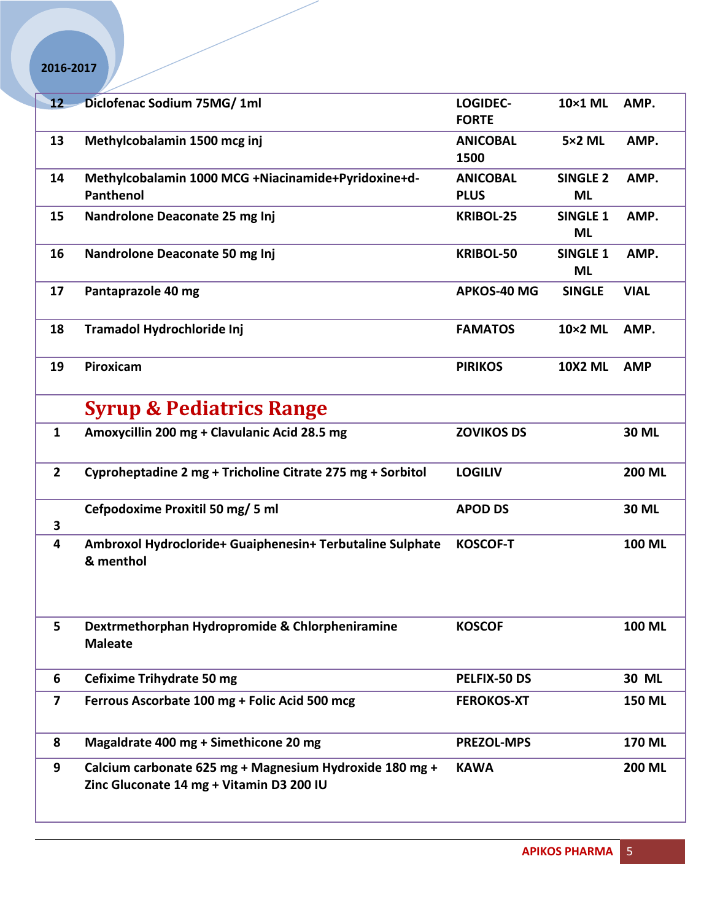| 12 | Diclofenac Sodium 75MG/ 1ml | LOGIDEC-FORTE | 10×1 ML | AMP. |
|---|---|---|---|---|
| 13 | Methylcobalamin 1500 mcg inj | ANICOBAL 1500 | 5×2 ML | AMP. |
| 14 | Methylcobalamin 1000 MCG +Niacinamide+Pyridoxine+d-Panthenol | ANICOBAL PLUS | SINGLE 2 ML | AMP. |
| 15 | Nandrolone Deaconate 25 mg Inj | KRIBOL-25 | SINGLE 1 ML | AMP. |
| 16 | Nandrolone Deaconate 50 mg Inj | KRIBOL-50 | SINGLE 1 ML | AMP. |
| 17 | Pantaprazole 40 mg | APKOS-40 MG | SINGLE | VIAL |
| 18 | Tramadol Hydrochloride Inj | FAMATOS | 10×2 ML | AMP. |
| 19 | Piroxicam | PIRIKOS | 10X2 ML | AMP |

## Syrup & Pediatrics Range

| | | | |
|---|---|---|---|
| 1 | Amoxycillin 200 mg + Clavulanic Acid 28.5 mg | ZOVIKOS DS | 30 ML |
| 2 | Cyproheptadine 2 mg + Tricholine Citrate 275 mg + Sorbitol | LOGILIV | 200 ML |
| 3 | Cefpodoxime Proxitil 50 mg/ 5 ml | APOD DS | 30 ML |
| 4 | Ambroxol Hydrocloride+ Guaiphenesin+ Terbutaline Sulphate & menthol | KOSCOF-T | 100 ML |
| 5 | Dextrmethorphan Hydropromide & Chlorpheniramine Maleate | KOSCOF | 100 ML |
| 6 | Cefixime Trihydrate 50 mg | PELFIX-50 DS | 30 ML |
| 7 | Ferrous Ascorbate 100 mg + Folic Acid 500 mcg | FEROKOS-XT | 150 ML |
| 8 | Magaldrate 400 mg + Simethicone 20 mg | PREZOL-MPS | 170 ML |
| 9 | Calcium carbonate 625 mg + Magnesium Hydroxide 180 mg + Zinc Gluconate 14 mg + Vitamin D3 200 IU | KAWA | 200 ML |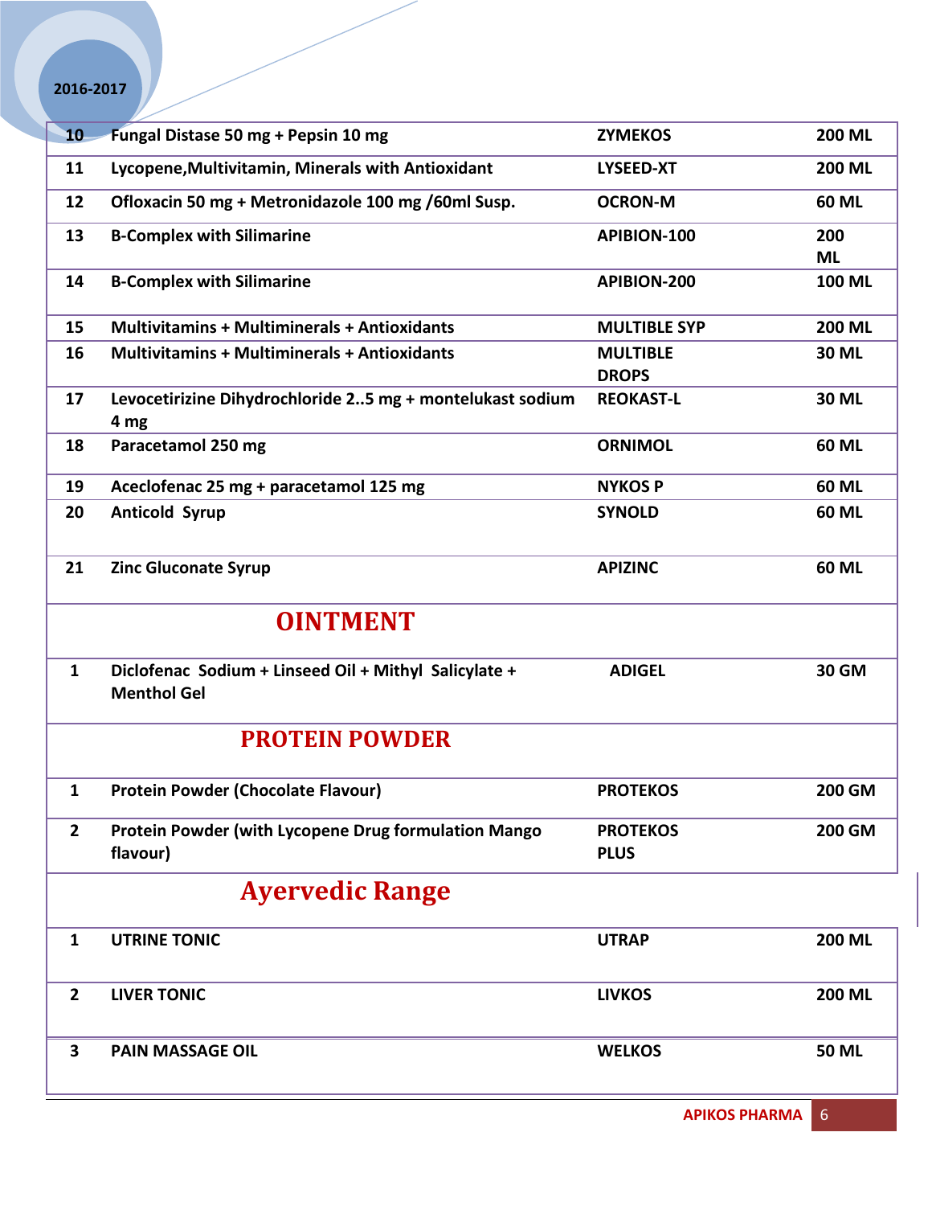| | | | |
|---|---|---|---|
| 10 | Fungal Distase 50 mg + Pepsin 10 mg | ZYMEKOS | 200 ML |
| 11 | Lycopene,Multivitamin, Minerals with Antioxidant | LYSEED-XT | 200 ML |
| 12 | Ofloxacin 50 mg + Metronidazole 100 mg /60ml Susp. | OCRON-M | 60 ML |
| 13 | B-Complex with Silimarine | APIBION-100 | 200 ML |
| 14 | B-Complex with Silimarine | APIBION-200 | 100 ML |
| 15 | Multivitamins + Multiminerals + Antioxidants | MULTIBLE SYP | 200 ML |
| 16 | Multivitamins + Multiminerals + Antioxidants | MULTIBLE DROPS | 30 ML |
| 17 | Levocetirizine Dihydrochloride 2..5 mg + montelukast sodium 4 mg | REOKAST-L | 30 ML |
| 18 | Paracetamol 250 mg | ORNIMOL | 60 ML |
| 19 | Aceclofenac 25 mg + paracetamol 125 mg | NYKOS P | 60 ML |
| 20 | Anticold Syrup | SYNOLD | 60 ML |
| 21 | Zinc Gluconate Syrup | APIZINC | 60 ML |

## OINTMENT

| | | | |
|---|---|---|---|
| 1 | Diclofenac Sodium + Linseed Oil + Mithyl Salicylate + Menthol Gel | ADIGEL | 30 GM |

## PROTEIN POWDER

| | | | |
|---|---|---|---|
| 1 | Protein Powder (Chocolate Flavour) | PROTEKOS | 200 GM |
| 2 | Protein Powder (with Lycopene Drug formulation Mango flavour) | PROTEKOS PLUS | 200 GM |

## Ayervedic Range

| | | | |
|---|---|---|---|
| 1 | UTRINE TONIC | UTRAP | 200 ML |
| 2 | LIVER TONIC | LIVKOS | 200 ML |
| 3 | PAIN MASSAGE OIL | WELKOS | 50 ML |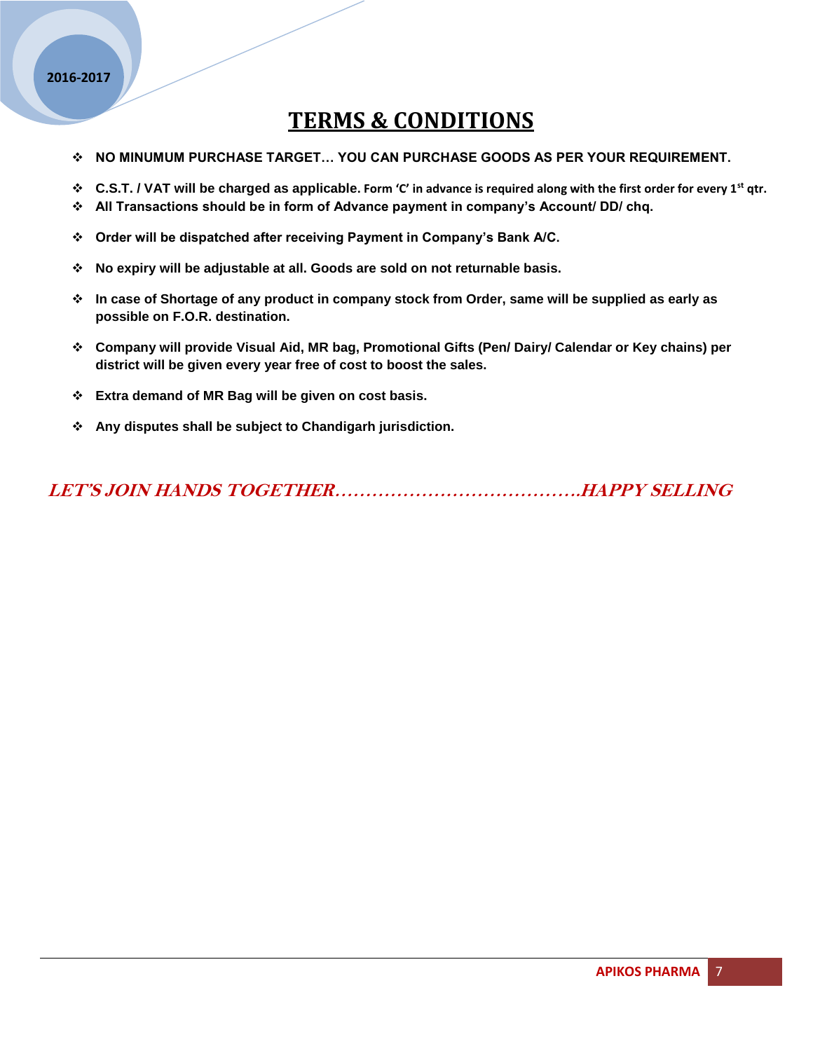# TERMS & CONDITIONS

- **NO MINUMUM PURCHASE TARGET… YOU CAN PURCHASE GOODS AS PER YOUR REQUIREMENT.**
- **C.S.T. / VAT will be charged as applicable. Form 'C' in advance is required along with the first order for every 1st qtr.**
- **All Transactions should be in form of Advance payment in company's Account/ DD/ chq.**
- **Order will be dispatched after receiving Payment in Company's Bank A/C.**
- **No expiry will be adjustable at all. Goods are sold on not returnable basis.**
- **In case of Shortage of any product in company stock from Order, same will be supplied as early as possible on F.O.R. destination.**
- **Company will provide Visual Aid, MR bag, Promotional Gifts (Pen/ Dairy/ Calendar or Key chains) per district will be given every year free of cost to boost the sales.**
- **Extra demand of MR Bag will be given on cost basis.**
- **Any disputes shall be subject to Chandigarh jurisdiction.**

***LET'S JOIN HANDS TOGETHER…………………………………HAPPY SELLING***